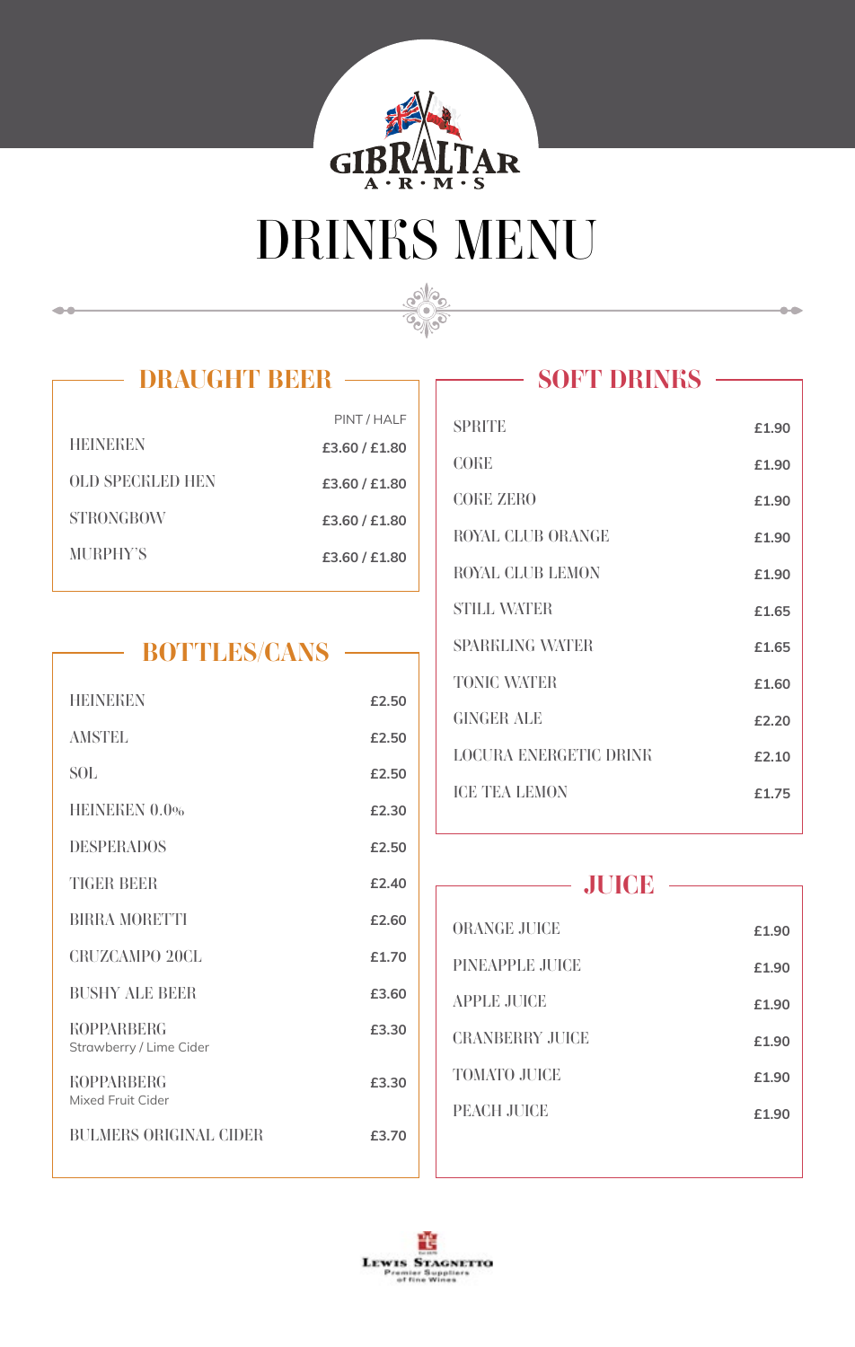GIBRALTAR A·R·M·S

# DRINKS MENU

## DRAUGHT BEER

| | PINT / HALF |
|---|---|
| HEINEKEN | £3.60 / £1.80 |
| OLD SPECKLED HEN | £3.60 / £1.80 |
| STRONGBOW | £3.60 / £1.80 |
| MURPHY'S | £3.60 / £1.80 |

## BOTTLES/CANS

| | |
|---|---|
| HEINEKEN | £2.50 |
| AMSTEL | £2.50 |
| SOL | £2.50 |
| HEINEKEN 0.0% | £2.30 |
| DESPERADOS | £2.50 |
| TIGER BEER | £2.40 |
| BIRRA MORETTI | £2.60 |
| CRUZCAMPO 20CL | £1.70 |
| BUSHY ALE BEER | £3.60 |
| KOPPARBERG Strawberry / Lime Cider | £3.30 |
| KOPPARBERG Mixed Fruit Cider | £3.30 |
| BULMERS ORIGINAL CIDER | £3.70 |

## SOFT DRINKS

| | |
|---|---|
| SPRITE | £1.90 |
| COKE | £1.90 |
| COKE ZERO | £1.90 |
| ROYAL CLUB ORANGE | £1.90 |
| ROYAL CLUB LEMON | £1.90 |
| STILL WATER | £1.65 |
| SPARKLING WATER | £1.65 |
| TONIC WATER | £1.60 |
| GINGER ALE | £2.20 |
| LOCURA ENERGETIC DRINK | £2.10 |
| ICE TEA LEMON | £1.75 |

## JUICE

| | |
|---|---|
| ORANGE JUICE | £1.90 |
| PINEAPPLE JUICE | £1.90 |
| APPLE JUICE | £1.90 |
| CRANBERRY JUICE | £1.90 |
| TOMATO JUICE | £1.90 |
| PEACH JUICE | £1.90 |

Lewis Stagnetto
Premier Suppliers of fine Wines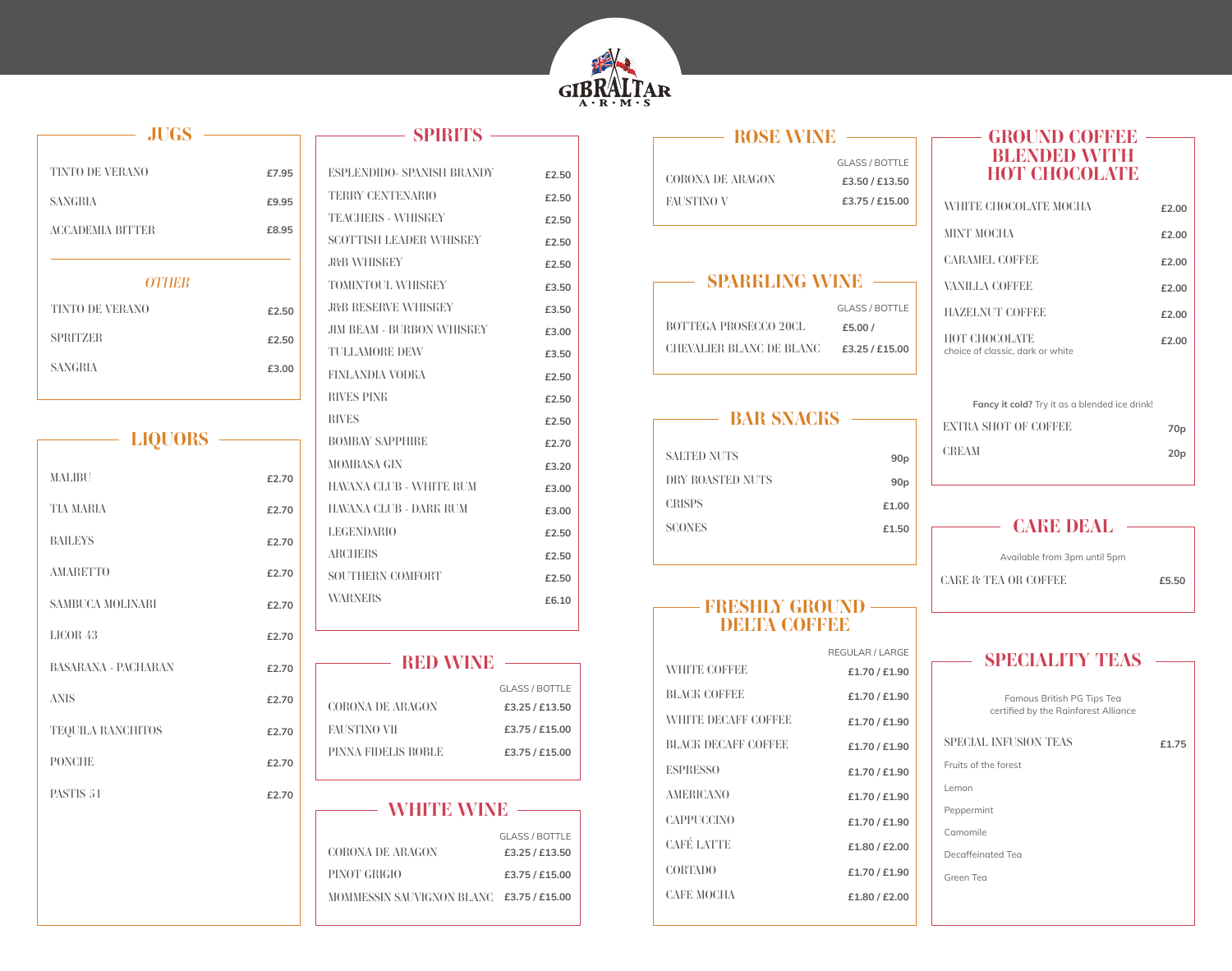# GIBRALTAR ARMS

## JUGS

| Item | Price |
|---|---|
| TINTO DE VERANO | £7.95 |
| SANGRIA | £9.95 |
| ACCADEMIA BITTER | £8.95 |

### *OTHER*

| Item | Price |
|---|---|
| TINTO DE VERANO | £2.50 |
| SPRITZER | £2.50 |
| SANGRIA | £3.00 |

## LIQUORS

| Item | Price |
|---|---|
| MALIBU | £2.70 |
| TIA MARIA | £2.70 |
| BAILEYS | £2.70 |
| AMARETTO | £2.70 |
| SAMBUCA MOLINARI | £2.70 |
| LICOR 43 | £2.70 |
| BASARANA - PACHARAN | £2.70 |
| ANIS | £2.70 |
| TEQUILA RANCHITOS | £2.70 |
| PONCHE | £2.70 |
| PASTIS 51 | £2.70 |

## SPIRITS

| Item | Price |
|---|---|
| ESPLENDIDO- SPANISH BRANDY | £2.50 |
| TERRY CENTENARIO | £2.50 |
| TEACHERS - WHISKEY | £2.50 |
| SCOTTISH LEADER WHISKEY | £2.50 |
| J&B WHISKEY | £2.50 |
| TOMINTOUL WHISKEY | £3.50 |
| J&B RESERVE WHISKEY | £3.50 |
| JIM BEAM - BURBON WHISKEY | £3.00 |
| TULLAMORE DEW | £3.50 |
| FINLANDIA VODKA | £2.50 |
| RIVES PINK | £2.50 |
| RIVES | £2.50 |
| BOMBAY SAPPHIRE | £2.70 |
| MOMBASA GIN | £3.20 |
| HAVANA CLUB - WHITE RUM | £3.00 |
| HAVANA CLUB - DARK RUM | £3.00 |
| LEGENDARIO | £2.50 |
| ARCHERS | £2.50 |
| SOUTHERN COMFORT | £2.50 |
| WARNERS | £6.10 |

## RED WINE

| Item | GLASS / BOTTLE |
|---|---|
| CORONA DE ARAGON | £3.25 / £13.50 |
| FAUSTINO VII | £3.75 / £15.00 |
| PINNA FIDELIS ROBLE | £3.75 / £15.00 |

## WHITE WINE

| Item | GLASS / BOTTLE |
|---|---|
| CORONA DE ARAGON | £3.25 / £13.50 |
| PINOT GRIGIO | £3.75 / £15.00 |
| MOMMESSIN SAUVIGNON BLANC | £3.75 / £15.00 |

## ROSE WINE

| Item | GLASS / BOTTLE |
|---|---|
| CORONA DE ARAGON | £3.50 / £13.50 |
| FAUSTINO V | £3.75 / £15.00 |

## SPARKLING WINE

| Item | GLASS / BOTTLE |
|---|---|
| BOTTEGA PROSECCO 20CL | £5.00 / |
| CHEVALIER BLANC DE BLANC | £3.25 / £15.00 |

## BAR SNACKS

| Item | Price |
|---|---|
| SALTED NUTS | 90p |
| DRY ROASTED NUTS | 90p |
| CRISPS | £1.00 |
| SCONES | £1.50 |

## FRESHLY GROUND DELTA COFFEE

| Item | REGULAR / LARGE |
|---|---|
| WHITE COFFEE | £1.70 / £1.90 |
| BLACK COFFEE | £1.70 / £1.90 |
| WHITE DECAFF COFFEE | £1.70 / £1.90 |
| BLACK DECAFF COFFEE | £1.70 / £1.90 |
| ESPRESSO | £1.70 / £1.90 |
| AMERICANO | £1.70 / £1.90 |
| CAPPUCCINO | £1.70 / £1.90 |
| CAFÉ LATTE | £1.80 / £2.00 |
| CORTADO | £1.70 / £1.90 |
| CAFE MOCHA | £1.80 / £2.00 |

## GROUND COFFEE BLENDED WITH HOT CHOCOLATE

| Item | Price |
|---|---|
| WHITE CHOCOLATE MOCHA | £2.00 |
| MINT MOCHA | £2.00 |
| CARAMEL COFFEE | £2.00 |
| VANILLA COFFEE | £2.00 |
| HAZELNUT COFFEE | £2.00 |
| HOT CHOCOLATE<br>choice of classic, dark or white | £2.00 |

**Fancy it cold?** Try it as a blended ice drink!

| Item | Price |
|---|---|
| EXTRA SHOT OF COFFEE | 70p |
| CREAM | 20p |

## CAKE DEAL

Available from 3pm until 5pm

| Item | Price |
|---|---|
| CAKE & TEA OR COFFEE | £5.50 |

## SPECIALITY TEAS

Famous British PG Tips Tea certified by the Rainforest Alliance

| Item | Price |
|---|---|
| SPECIAL INFUSION TEAS | £1.75 |

- Fruits of the forest
- Lemon
- Peppermint
- Camomile
- Decaffeinated Tea
- Green Tea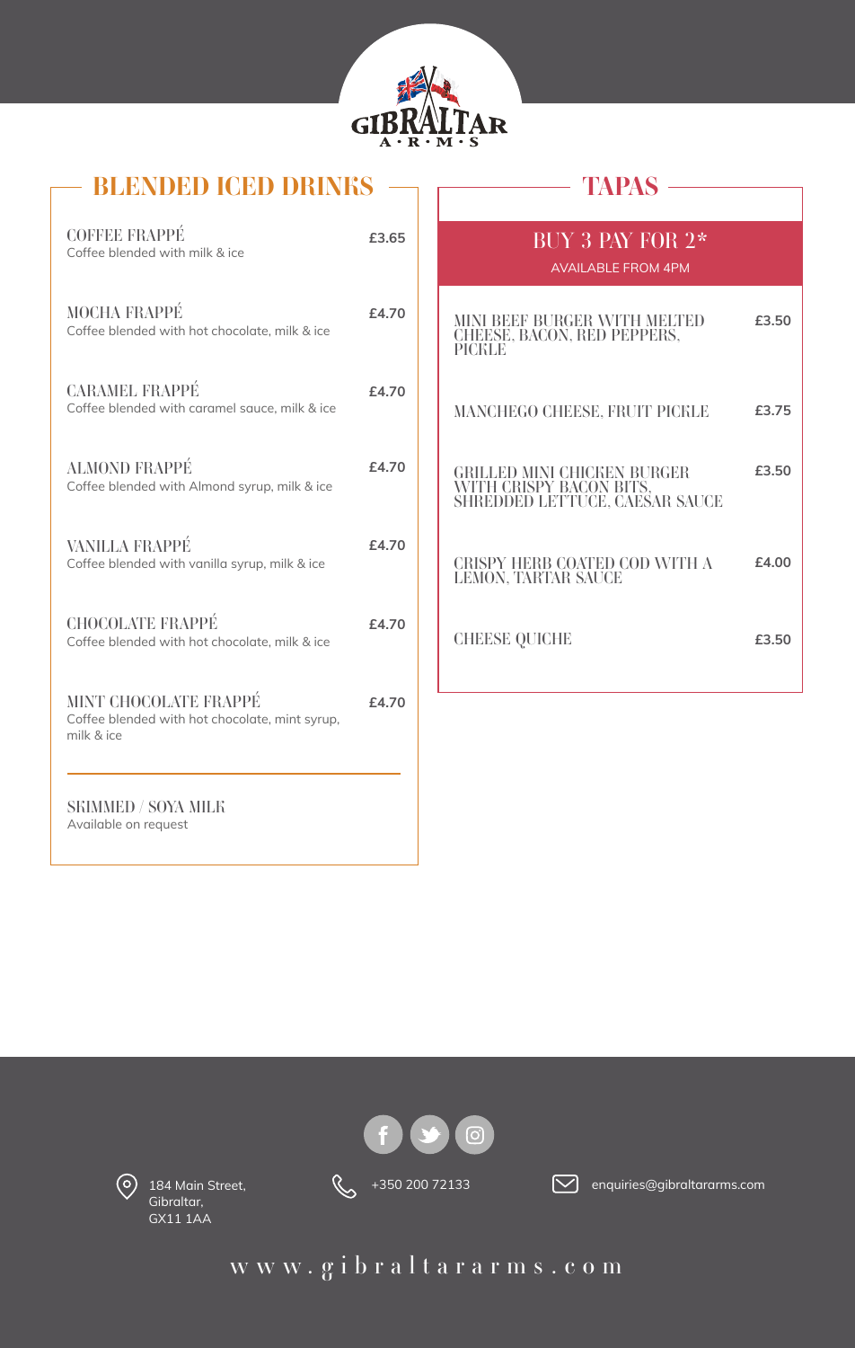# GIBRALTAR ARMS

## BLENDED ICED DRINKS

| | |
|---|---|
| **COFFEE FRAPPÉ**<br>Coffee blended with milk & ice | £3.65 |
| **MOCHA FRAPPÉ**<br>Coffee blended with hot chocolate, milk & ice | £4.70 |
| **CARAMEL FRAPPÉ**<br>Coffee blended with caramel sauce, milk & ice | £4.70 |
| **ALMOND FRAPPÉ**<br>Coffee blended with Almond syrup, milk & ice | £4.70 |
| **VANILLA FRAPPÉ**<br>Coffee blended with vanilla syrup, milk & ice | £4.70 |
| **CHOCOLATE FRAPPÉ**<br>Coffee blended with hot chocolate, milk & ice | £4.70 |
| **MINT CHOCOLATE FRAPPÉ**<br>Coffee blended with hot chocolate, mint syrup, milk & ice | £4.70 |

**SKIMMED / SOYA MILK**
Available on request

## TAPAS

### BUY 3 PAY FOR 2*

AVAILABLE FROM 4PM

| | |
|---|---|
| MINI BEEF BURGER WITH MELTED CHEESE, BACON, RED PEPPERS, PICKLE | £3.50 |
| MANCHEGO CHEESE, FRUIT PICKLE | £3.75 |
| GRILLED MINI CHICKEN BURGER WITH CRISPY BACON BITS, SHREDDED LETTUCE, CAESAR SAUCE | £3.50 |
| CRISPY HERB COATED COD WITH A LEMON, TARTAR SAUCE | £4.00 |
| CHEESE QUICHE | £3.50 |

184 Main Street, Gibraltar, GX11 1AA

+350 200 72133

enquiries@gibraltararms.com

www.gibraltararms.com